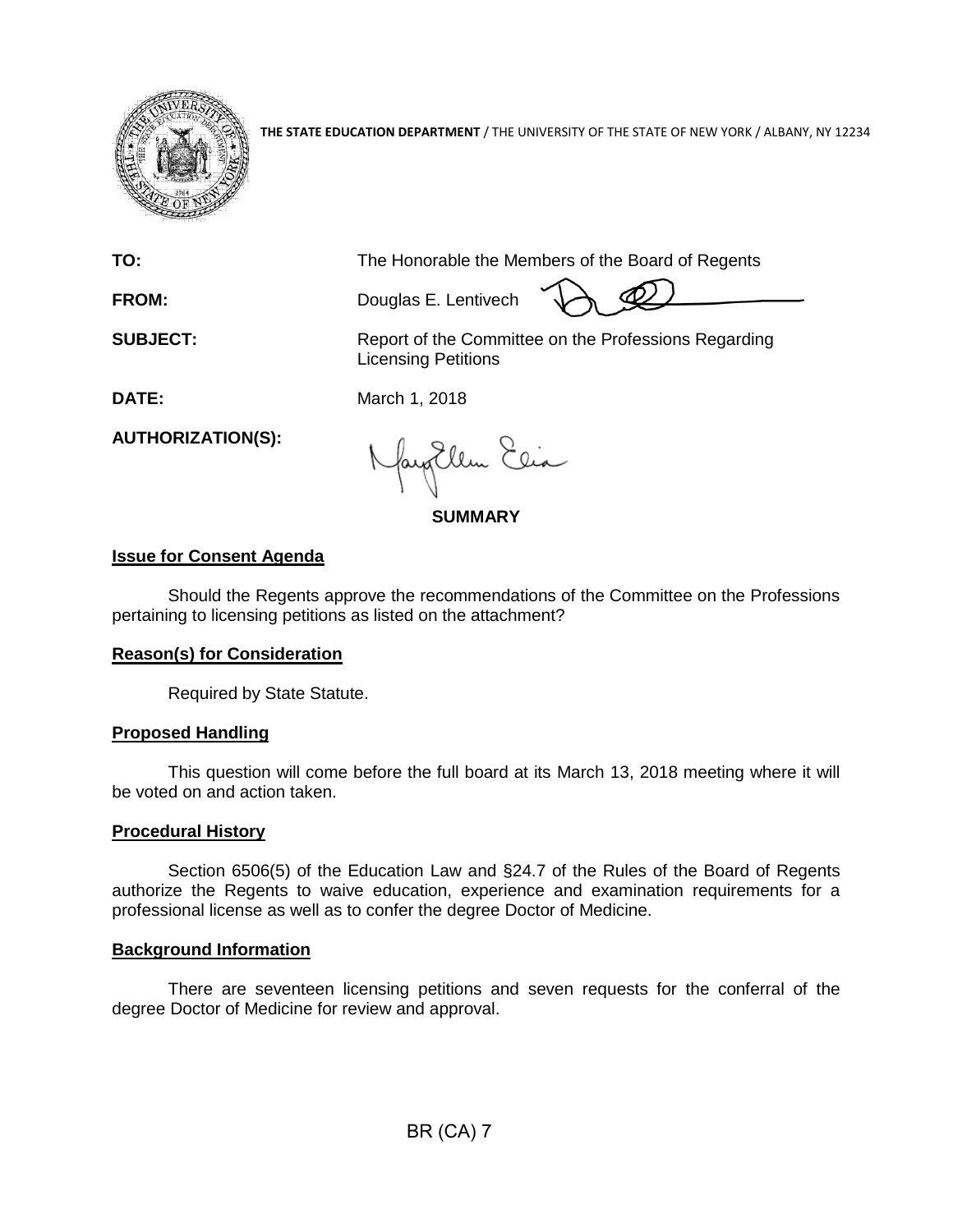**THE STATE EDUCATION DEPARTMENT** / THE UNIVERSITY OF THE STATE OF NEW YORK / ALBANY, NY 12234

**TO:** The Honorable the Members of the Board of Regents

**FROM:** Douglas E. Lentivech

**SUBJECT:** Report of the Committee on the Professions Regarding Licensing Petitions

**DATE:** March 1, 2018

**AUTHORIZATION(S):**

**SUMMARY**

**Issue for Consent Agenda**

Should the Regents approve the recommendations of the Committee on the Professions pertaining to licensing petitions as listed on the attachment?

**Reason(s) for Consideration**

Required by State Statute.

**Proposed Handling**

This question will come before the full board at its March 13, 2018 meeting where it will be voted on and action taken.

**Procedural History**

Section 6506(5) of the Education Law and §24.7 of the Rules of the Board of Regents authorize the Regents to waive education, experience and examination requirements for a professional license as well as to confer the degree Doctor of Medicine.

**Background Information**

There are seventeen licensing petitions and seven requests for the conferral of the degree Doctor of Medicine for review and approval.

BR (CA) 7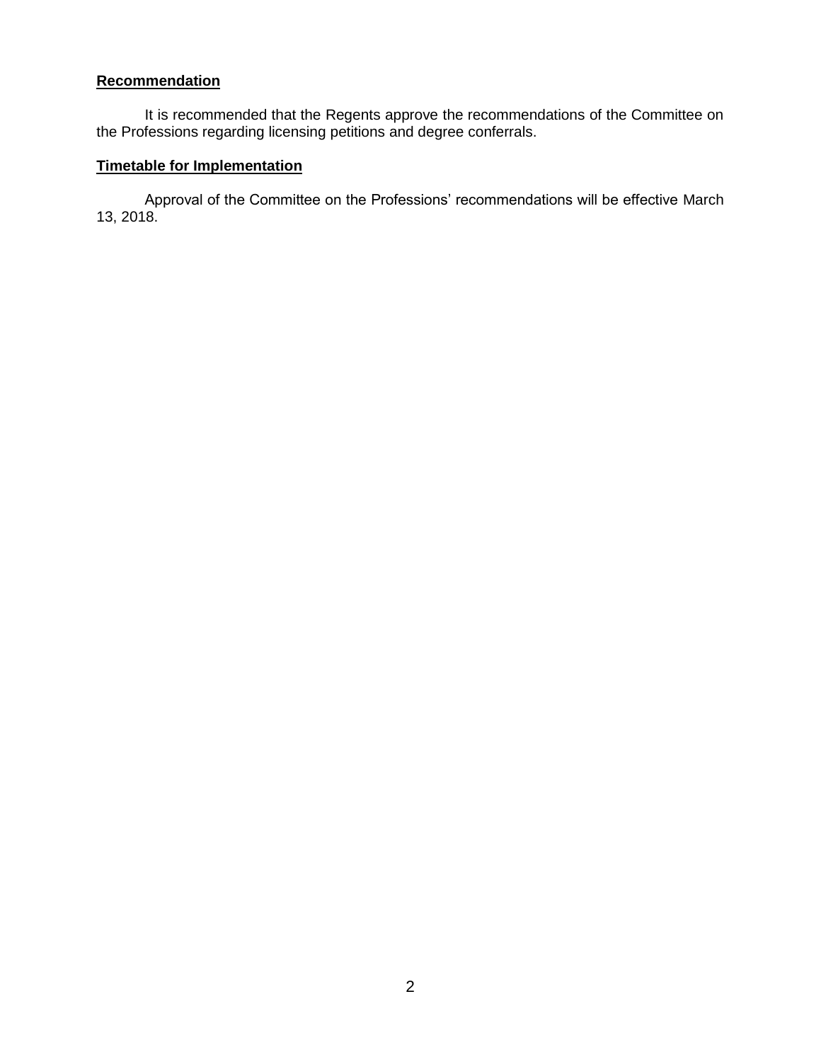**Recommendation**

It is recommended that the Regents approve the recommendations of the Committee on the Professions regarding licensing petitions and degree conferrals.

**Timetable for Implementation**

Approval of the Committee on the Professions' recommendations will be effective March 13, 2018.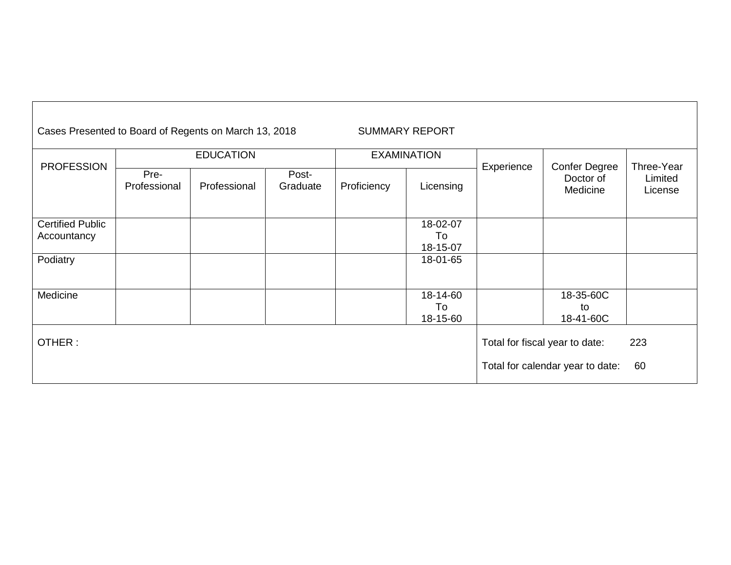Cases Presented to Board of Regents on March 13, 2018 SUMMARY REPORT

| PROFESSION | EDUCATION | | | EXAMINATION | | Experience | Confer Degree Doctor of Medicine | Three-Year Limited License |
|---|---|---|---|---|---|---|---|---|
| | Pre-Professional | Professional | Post-Graduate | Proficiency | Licensing | | | |
| Certified Public Accountancy | | | | | 18-02-07 To 18-15-07 | | | |
| Podiatry | | | | | 18-01-65 | | | |
| Medicine | | | | | 18-14-60 To 18-15-60 | | 18-35-60C to 18-41-60C | |

OTHER :

Total for fiscal year to date: 223

Total for calendar year to date: 60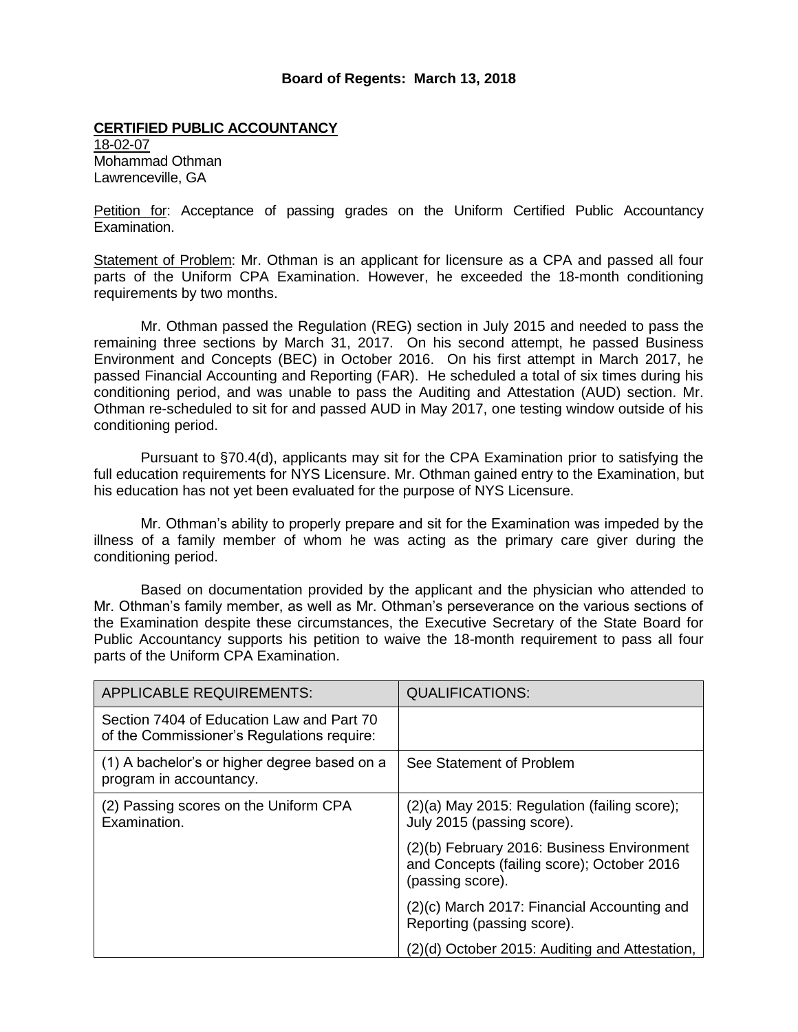**Board of Regents: March 13, 2018**

**CERTIFIED PUBLIC ACCOUNTANCY**

18-02-07
Mohammad Othman
Lawrenceville, GA

Petition for: Acceptance of passing grades on the Uniform Certified Public Accountancy Examination.

Statement of Problem: Mr. Othman is an applicant for licensure as a CPA and passed all four parts of the Uniform CPA Examination. However, he exceeded the 18-month conditioning requirements by two months.

Mr. Othman passed the Regulation (REG) section in July 2015 and needed to pass the remaining three sections by March 31, 2017. On his second attempt, he passed Business Environment and Concepts (BEC) in October 2016. On his first attempt in March 2017, he passed Financial Accounting and Reporting (FAR). He scheduled a total of six times during his conditioning period, and was unable to pass the Auditing and Attestation (AUD) section. Mr. Othman re-scheduled to sit for and passed AUD in May 2017, one testing window outside of his conditioning period.

Pursuant to §70.4(d), applicants may sit for the CPA Examination prior to satisfying the full education requirements for NYS Licensure. Mr. Othman gained entry to the Examination, but his education has not yet been evaluated for the purpose of NYS Licensure.

Mr. Othman's ability to properly prepare and sit for the Examination was impeded by the illness of a family member of whom he was acting as the primary care giver during the conditioning period.

Based on documentation provided by the applicant and the physician who attended to Mr. Othman's family member, as well as Mr. Othman's perseverance on the various sections of the Examination despite these circumstances, the Executive Secretary of the State Board for Public Accountancy supports his petition to waive the 18-month requirement to pass all four parts of the Uniform CPA Examination.

| APPLICABLE REQUIREMENTS: | QUALIFICATIONS: |
|---|---|
| Section 7404 of Education Law and Part 70 of the Commissioner's Regulations require: | |
| (1) A bachelor's or higher degree based on a program in accountancy. | See Statement of Problem |
| (2) Passing scores on the Uniform CPA Examination. | (2)(a) May 2015: Regulation (failing score); July 2015 (passing score). |
| | (2)(b) February 2016: Business Environment and Concepts (failing score); October 2016 (passing score). |
| | (2)(c) March 2017: Financial Accounting and Reporting (passing score). |
| | (2)(d) October 2015: Auditing and Attestation, |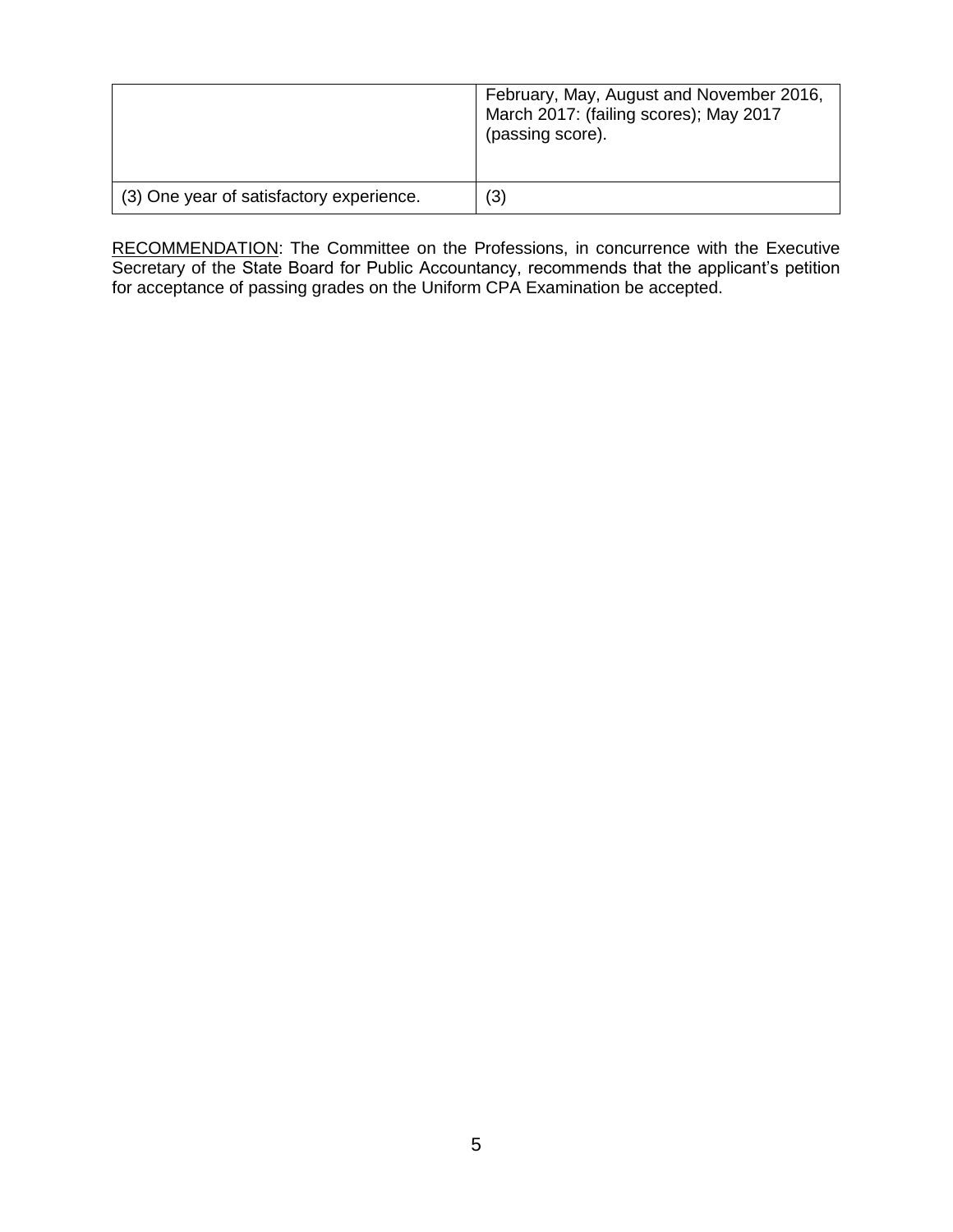|  |  |
| --- | --- |
|  | February, May, August and November 2016, March 2017: (failing scores); May 2017 (passing score). |
| (3) One year of satisfactory experience. | (3) |

RECOMMENDATION: The Committee on the Professions, in concurrence with the Executive Secretary of the State Board for Public Accountancy, recommends that the applicant's petition for acceptance of passing grades on the Uniform CPA Examination be accepted.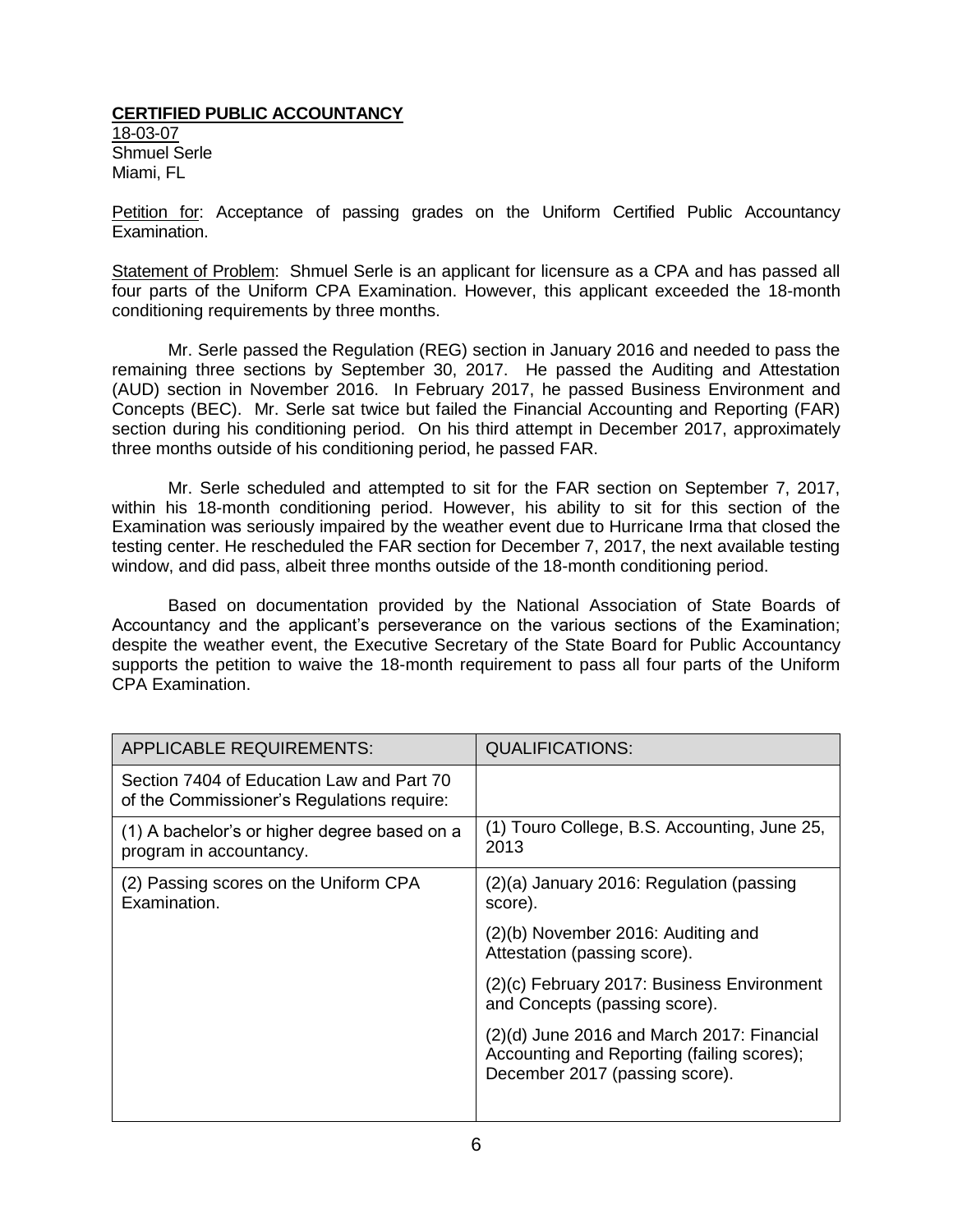**CERTIFIED PUBLIC ACCOUNTANCY**

18-03-07
Shmuel Serle
Miami, FL

Petition for: Acceptance of passing grades on the Uniform Certified Public Accountancy Examination.

Statement of Problem: Shmuel Serle is an applicant for licensure as a CPA and has passed all four parts of the Uniform CPA Examination. However, this applicant exceeded the 18-month conditioning requirements by three months.

Mr. Serle passed the Regulation (REG) section in January 2016 and needed to pass the remaining three sections by September 30, 2017. He passed the Auditing and Attestation (AUD) section in November 2016. In February 2017, he passed Business Environment and Concepts (BEC). Mr. Serle sat twice but failed the Financial Accounting and Reporting (FAR) section during his conditioning period. On his third attempt in December 2017, approximately three months outside of his conditioning period, he passed FAR.

Mr. Serle scheduled and attempted to sit for the FAR section on September 7, 2017, within his 18-month conditioning period. However, his ability to sit for this section of the Examination was seriously impaired by the weather event due to Hurricane Irma that closed the testing center. He rescheduled the FAR section for December 7, 2017, the next available testing window, and did pass, albeit three months outside of the 18-month conditioning period.

Based on documentation provided by the National Association of State Boards of Accountancy and the applicant's perseverance on the various sections of the Examination; despite the weather event, the Executive Secretary of the State Board for Public Accountancy supports the petition to waive the 18-month requirement to pass all four parts of the Uniform CPA Examination.

| APPLICABLE REQUIREMENTS: | QUALIFICATIONS: |
|---|---|
| Section 7404 of Education Law and Part 70 of the Commissioner's Regulations require: | |
| (1) A bachelor's or higher degree based on a program in accountancy. | (1) Touro College, B.S. Accounting, June 25, 2013 |
| (2) Passing scores on the Uniform CPA Examination. | (2)(a) January 2016: Regulation (passing score).<br>(2)(b) November 2016: Auditing and Attestation (passing score).<br>(2)(c) February 2017: Business Environment and Concepts (passing score).<br>(2)(d) June 2016 and March 2017: Financial Accounting and Reporting (failing scores); December 2017 (passing score). |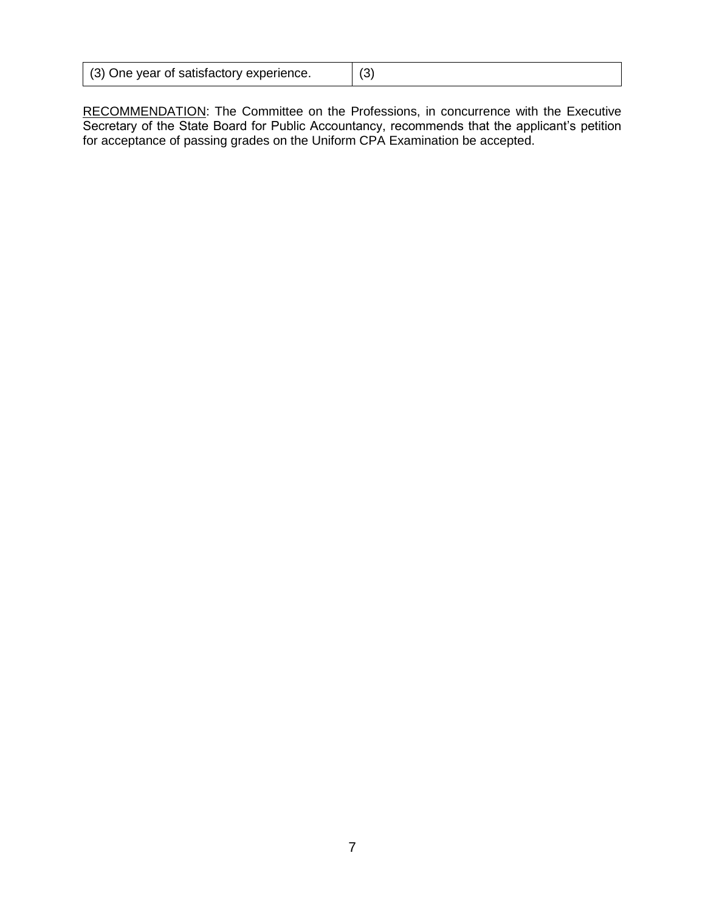| (3) One year of satisfactory experience. | (3) |
| --- | --- |

RECOMMENDATION: The Committee on the Professions, in concurrence with the Executive Secretary of the State Board for Public Accountancy, recommends that the applicant's petition for acceptance of passing grades on the Uniform CPA Examination be accepted.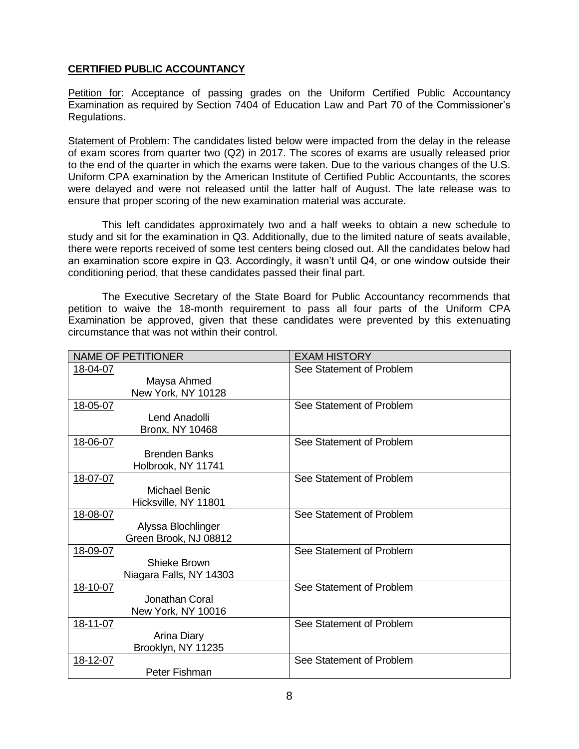**CERTIFIED PUBLIC ACCOUNTANCY**

Petition for: Acceptance of passing grades on the Uniform Certified Public Accountancy Examination as required by Section 7404 of Education Law and Part 70 of the Commissioner's Regulations.

Statement of Problem: The candidates listed below were impacted from the delay in the release of exam scores from quarter two (Q2) in 2017. The scores of exams are usually released prior to the end of the quarter in which the exams were taken. Due to the various changes of the U.S. Uniform CPA examination by the American Institute of Certified Public Accountants, the scores were delayed and were not released until the latter half of August. The late release was to ensure that proper scoring of the new examination material was accurate.

This left candidates approximately two and a half weeks to obtain a new schedule to study and sit for the examination in Q3. Additionally, due to the limited nature of seats available, there were reports received of some test centers being closed out. All the candidates below had an examination score expire in Q3. Accordingly, it wasn't until Q4, or one window outside their conditioning period, that these candidates passed their final part.

The Executive Secretary of the State Board for Public Accountancy recommends that petition to waive the 18-month requirement to pass all four parts of the Uniform CPA Examination be approved, given that these candidates were prevented by this extenuating circumstance that was not within their control.

| NAME OF PETITIONER | EXAM HISTORY |
|---|---|
| 18-04-07<br>Maysa Ahmed<br>New York, NY 10128 | See Statement of Problem |
| 18-05-07<br>Lend Anadolli<br>Bronx, NY 10468 | See Statement of Problem |
| 18-06-07<br>Brenden Banks<br>Holbrook, NY 11741 | See Statement of Problem |
| 18-07-07<br>Michael Benic<br>Hicksville, NY 11801 | See Statement of Problem |
| 18-08-07<br>Alyssa Blochlinger<br>Green Brook, NJ 08812 | See Statement of Problem |
| 18-09-07<br>Shieke Brown<br>Niagara Falls, NY 14303 | See Statement of Problem |
| 18-10-07<br>Jonathan Coral<br>New York, NY 10016 | See Statement of Problem |
| 18-11-07<br>Arina Diary<br>Brooklyn, NY 11235 | See Statement of Problem |
| 18-12-07<br>Peter Fishman | See Statement of Problem |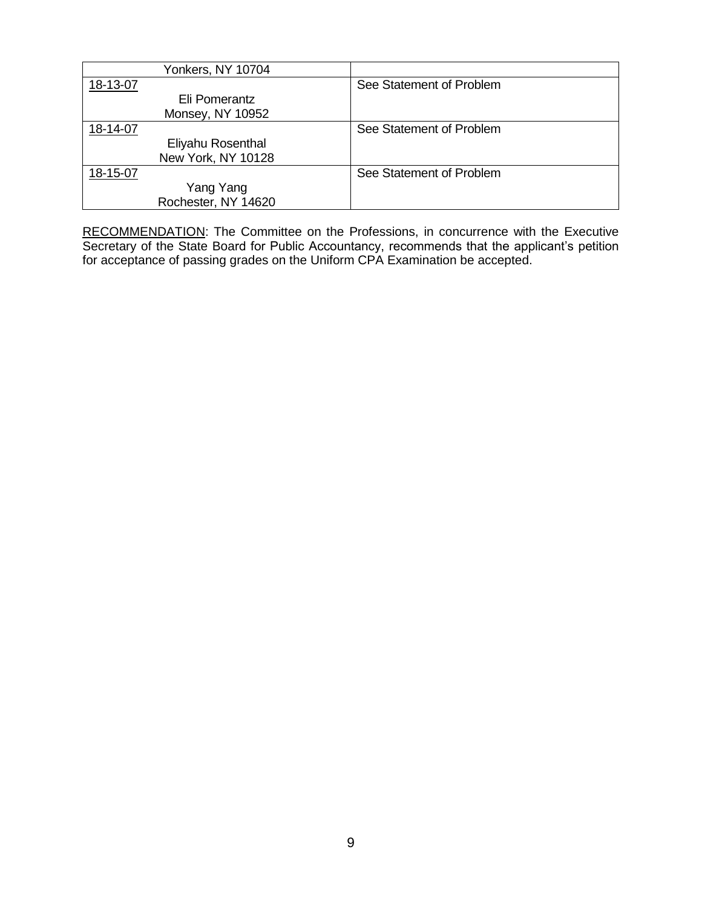| | |
|---|---|
| Yonkers, NY 10704 | |
| 18-13-07<br>Eli Pomerantz<br>Monsey, NY 10952 | See Statement of Problem |
| 18-14-07<br>Eliyahu Rosenthal<br>New York, NY 10128 | See Statement of Problem |
| 18-15-07<br>Yang Yang<br>Rochester, NY 14620 | See Statement of Problem |

RECOMMENDATION: The Committee on the Professions, in concurrence with the Executive Secretary of the State Board for Public Accountancy, recommends that the applicant's petition for acceptance of passing grades on the Uniform CPA Examination be accepted.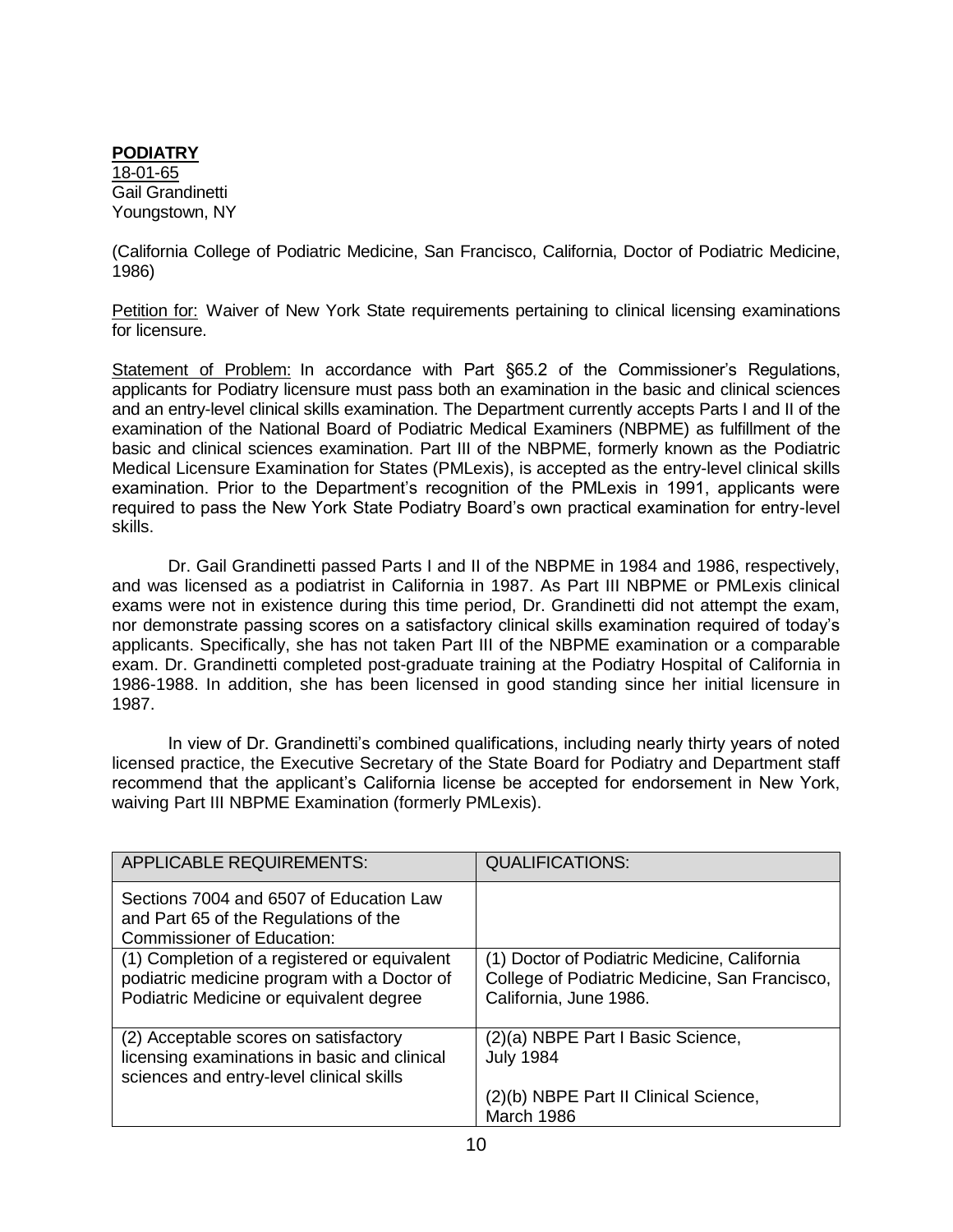**PODIATRY**

18-01-65
Gail Grandinetti
Youngstown, NY

(California College of Podiatric Medicine, San Francisco, California, Doctor of Podiatric Medicine, 1986)

Petition for: Waiver of New York State requirements pertaining to clinical licensing examinations for licensure.

Statement of Problem: In accordance with Part §65.2 of the Commissioner's Regulations, applicants for Podiatry licensure must pass both an examination in the basic and clinical sciences and an entry-level clinical skills examination. The Department currently accepts Parts I and II of the examination of the National Board of Podiatric Medical Examiners (NBPME) as fulfillment of the basic and clinical sciences examination. Part III of the NBPME, formerly known as the Podiatric Medical Licensure Examination for States (PMLexis), is accepted as the entry-level clinical skills examination. Prior to the Department's recognition of the PMLexis in 1991, applicants were required to pass the New York State Podiatry Board's own practical examination for entry-level skills.

Dr. Gail Grandinetti passed Parts I and II of the NBPME in 1984 and 1986, respectively, and was licensed as a podiatrist in California in 1987. As Part III NBPME or PMLexis clinical exams were not in existence during this time period, Dr. Grandinetti did not attempt the exam, nor demonstrate passing scores on a satisfactory clinical skills examination required of today's applicants. Specifically, she has not taken Part III of the NBPME examination or a comparable exam. Dr. Grandinetti completed post-graduate training at the Podiatry Hospital of California in 1986-1988. In addition, she has been licensed in good standing since her initial licensure in 1987.

In view of Dr. Grandinetti's combined qualifications, including nearly thirty years of noted licensed practice, the Executive Secretary of the State Board for Podiatry and Department staff recommend that the applicant's California license be accepted for endorsement in New York, waiving Part III NBPME Examination (formerly PMLexis).

| APPLICABLE REQUIREMENTS: | QUALIFICATIONS: |
|---|---|
| Sections 7004 and 6507 of Education Law and Part 65 of the Regulations of the Commissioner of Education: | |
| (1) Completion of a registered or equivalent podiatric medicine program with a Doctor of Podiatric Medicine or equivalent degree | (1) Doctor of Podiatric Medicine, California College of Podiatric Medicine, San Francisco, California, June 1986. |
| (2) Acceptable scores on satisfactory licensing examinations in basic and clinical sciences and entry-level clinical skills | (2)(a) NBPE Part I Basic Science, July 1984<br><br>(2)(b) NBPE Part II Clinical Science, March 1986 |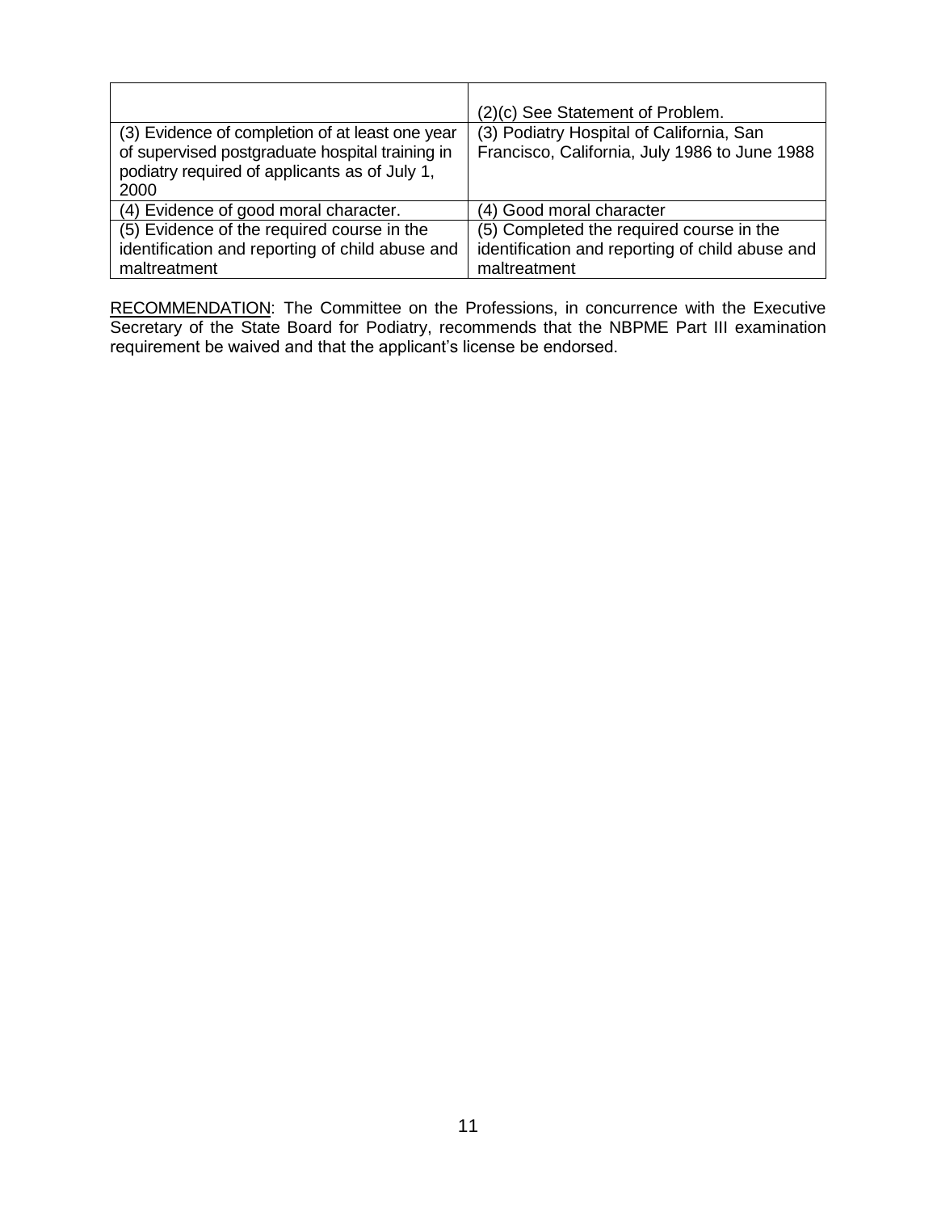| | |
|---|---|
| | (2)(c) See Statement of Problem. |
| (3) Evidence of completion of at least one year of supervised postgraduate hospital training in podiatry required of applicants as of July 1, 2000 | (3) Podiatry Hospital of California, San Francisco, California, July 1986 to June 1988 |
| (4) Evidence of good moral character. | (4) Good moral character |
| (5) Evidence of the required course in the identification and reporting of child abuse and maltreatment | (5) Completed the required course in the identification and reporting of child abuse and maltreatment |

RECOMMENDATION: The Committee on the Professions, in concurrence with the Executive Secretary of the State Board for Podiatry, recommends that the NBPME Part III examination requirement be waived and that the applicant's license be endorsed.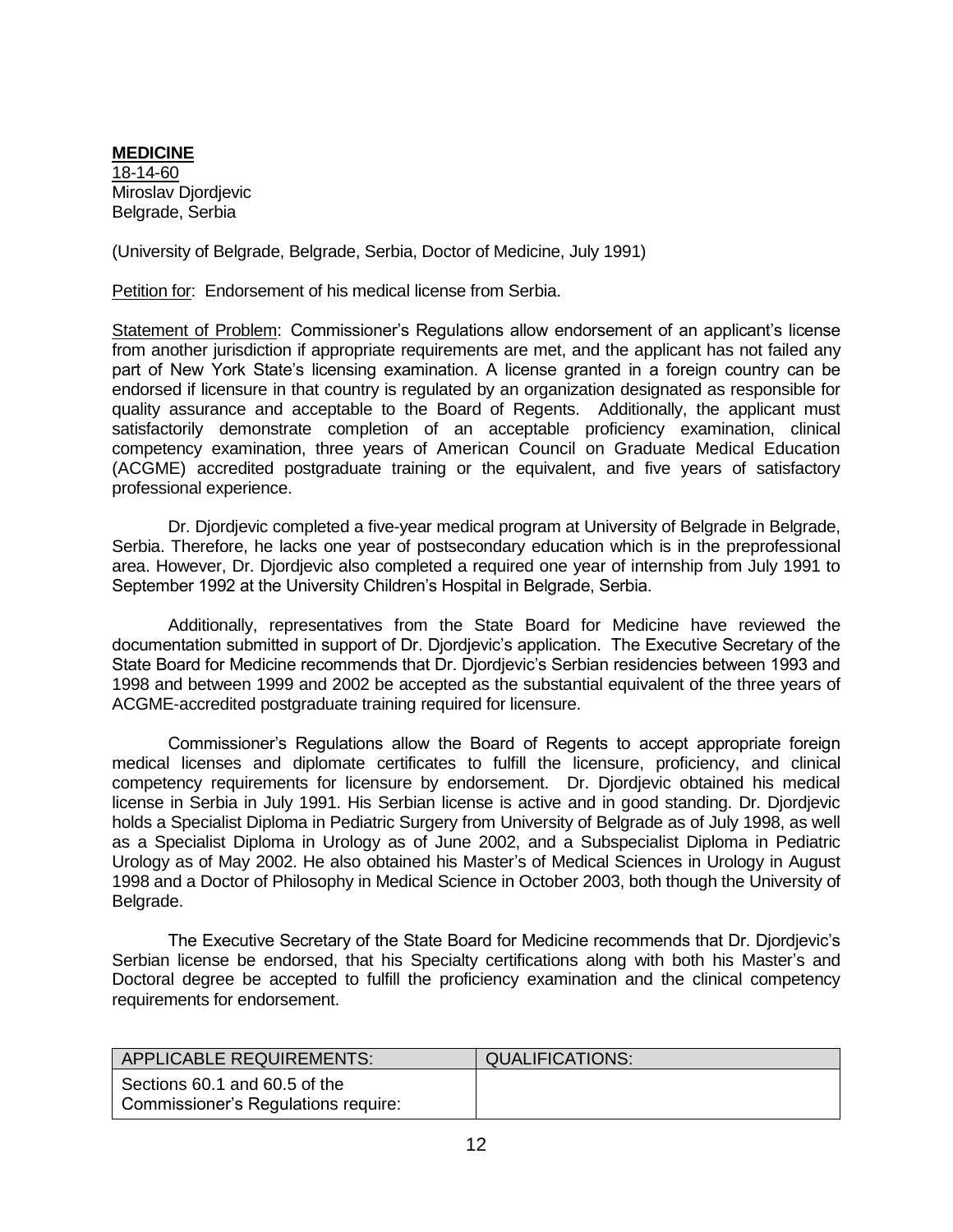**MEDICINE**
18-14-60
Miroslav Djordjevic
Belgrade, Serbia

(University of Belgrade, Belgrade, Serbia, Doctor of Medicine, July 1991)

Petition for: Endorsement of his medical license from Serbia.

Statement of Problem: Commissioner's Regulations allow endorsement of an applicant's license from another jurisdiction if appropriate requirements are met, and the applicant has not failed any part of New York State's licensing examination. A license granted in a foreign country can be endorsed if licensure in that country is regulated by an organization designated as responsible for quality assurance and acceptable to the Board of Regents. Additionally, the applicant must satisfactorily demonstrate completion of an acceptable proficiency examination, clinical competency examination, three years of American Council on Graduate Medical Education (ACGME) accredited postgraduate training or the equivalent, and five years of satisfactory professional experience.

Dr. Djordjevic completed a five-year medical program at University of Belgrade in Belgrade, Serbia. Therefore, he lacks one year of postsecondary education which is in the preprofessional area. However, Dr. Djordjevic also completed a required one year of internship from July 1991 to September 1992 at the University Children's Hospital in Belgrade, Serbia.

Additionally, representatives from the State Board for Medicine have reviewed the documentation submitted in support of Dr. Djordjevic's application. The Executive Secretary of the State Board for Medicine recommends that Dr. Djordjevic's Serbian residencies between 1993 and 1998 and between 1999 and 2002 be accepted as the substantial equivalent of the three years of ACGME-accredited postgraduate training required for licensure.

Commissioner's Regulations allow the Board of Regents to accept appropriate foreign medical licenses and diplomate certificates to fulfill the licensure, proficiency, and clinical competency requirements for licensure by endorsement. Dr. Djordjevic obtained his medical license in Serbia in July 1991. His Serbian license is active and in good standing. Dr. Djordjevic holds a Specialist Diploma in Pediatric Surgery from University of Belgrade as of July 1998, as well as a Specialist Diploma in Urology as of June 2002, and a Subspecialist Diploma in Pediatric Urology as of May 2002. He also obtained his Master's of Medical Sciences in Urology in August 1998 and a Doctor of Philosophy in Medical Science in October 2003, both though the University of Belgrade.

The Executive Secretary of the State Board for Medicine recommends that Dr. Djordjevic's Serbian license be endorsed, that his Specialty certifications along with both his Master's and Doctoral degree be accepted to fulfill the proficiency examination and the clinical competency requirements for endorsement.

| APPLICABLE REQUIREMENTS: | QUALIFICATIONS: |
| --- | --- |
| Sections 60.1 and 60.5 of the Commissioner's Regulations require: | |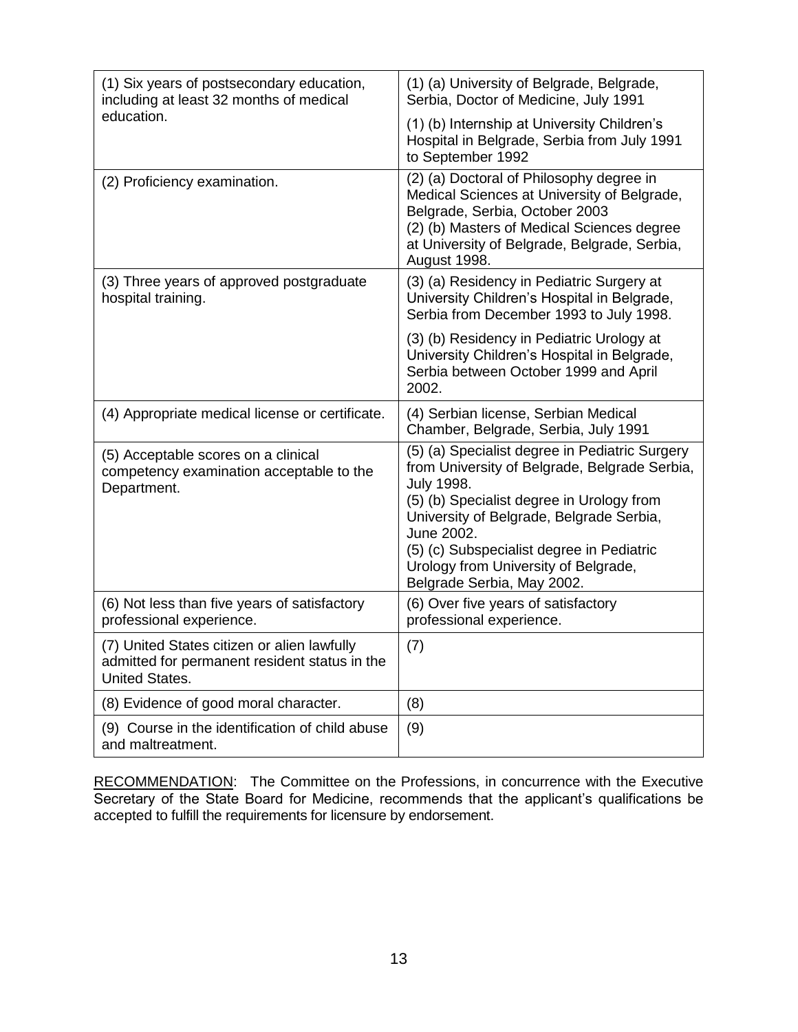| | |
|---|---|
| (1) Six years of postsecondary education, including at least 32 months of medical education. | (1) (a) University of Belgrade, Belgrade, Serbia, Doctor of Medicine, July 1991<br><br>(1) (b) Internship at University Children's Hospital in Belgrade, Serbia from July 1991 to September 1992 |
| (2) Proficiency examination. | (2) (a) Doctoral of Philosophy degree in Medical Sciences at University of Belgrade, Belgrade, Serbia, October 2003<br>(2) (b) Masters of Medical Sciences degree at University of Belgrade, Belgrade, Serbia, August 1998. |
| (3) Three years of approved postgraduate hospital training. | (3) (a) Residency in Pediatric Surgery at University Children's Hospital in Belgrade, Serbia from December 1993 to July 1998.<br><br>(3) (b) Residency in Pediatric Urology at University Children's Hospital in Belgrade, Serbia between October 1999 and April 2002. |
| (4) Appropriate medical license or certificate. | (4) Serbian license, Serbian Medical Chamber, Belgrade, Serbia, July 1991 |
| (5) Acceptable scores on a clinical competency examination acceptable to the Department. | (5) (a) Specialist degree in Pediatric Surgery from University of Belgrade, Belgrade Serbia, July 1998.<br>(5) (b) Specialist degree in Urology from University of Belgrade, Belgrade Serbia, June 2002.<br>(5) (c) Subspecialist degree in Pediatric Urology from University of Belgrade, Belgrade Serbia, May 2002. |
| (6) Not less than five years of satisfactory professional experience. | (6) Over five years of satisfactory professional experience. |
| (7) United States citizen or alien lawfully admitted for permanent resident status in the United States. | (7) |
| (8) Evidence of good moral character. | (8) |
| (9) Course in the identification of child abuse and maltreatment. | (9) |

<u>RECOMMENDATION</u>: The Committee on the Professions, in concurrence with the Executive Secretary of the State Board for Medicine, recommends that the applicant's qualifications be accepted to fulfill the requirements for licensure by endorsement.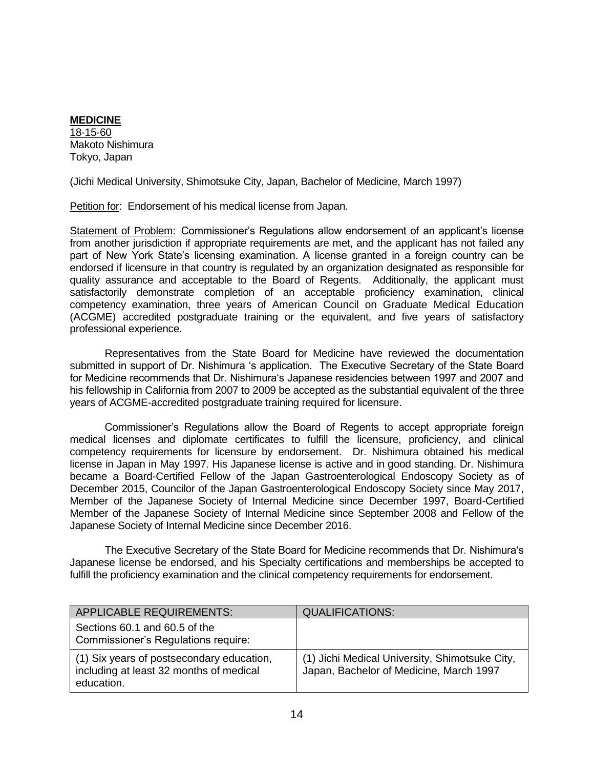**MEDICINE**

18-15-60
Makoto Nishimura
Tokyo, Japan

(Jichi Medical University, Shimotsuke City, Japan, Bachelor of Medicine, March 1997)

Petition for: Endorsement of his medical license from Japan.

Statement of Problem: Commissioner's Regulations allow endorsement of an applicant's license from another jurisdiction if appropriate requirements are met, and the applicant has not failed any part of New York State's licensing examination. A license granted in a foreign country can be endorsed if licensure in that country is regulated by an organization designated as responsible for quality assurance and acceptable to the Board of Regents. Additionally, the applicant must satisfactorily demonstrate completion of an acceptable proficiency examination, clinical competency examination, three years of American Council on Graduate Medical Education (ACGME) accredited postgraduate training or the equivalent, and five years of satisfactory professional experience.

Representatives from the State Board for Medicine have reviewed the documentation submitted in support of Dr. Nishimura 's application. The Executive Secretary of the State Board for Medicine recommends that Dr. Nishimura's Japanese residencies between 1997 and 2007 and his fellowship in California from 2007 to 2009 be accepted as the substantial equivalent of the three years of ACGME-accredited postgraduate training required for licensure.

Commissioner's Regulations allow the Board of Regents to accept appropriate foreign medical licenses and diplomate certificates to fulfill the licensure, proficiency, and clinical competency requirements for licensure by endorsement. Dr. Nishimura obtained his medical license in Japan in May 1997. His Japanese license is active and in good standing. Dr. Nishimura became a Board-Certified Fellow of the Japan Gastroenterological Endoscopy Society as of December 2015, Councilor of the Japan Gastroenterological Endoscopy Society since May 2017, Member of the Japanese Society of Internal Medicine since December 1997, Board-Certified Member of the Japanese Society of Internal Medicine since September 2008 and Fellow of the Japanese Society of Internal Medicine since December 2016.

The Executive Secretary of the State Board for Medicine recommends that Dr. Nishimura's Japanese license be endorsed, and his Specialty certifications and memberships be accepted to fulfill the proficiency examination and the clinical competency requirements for endorsement.

| APPLICABLE REQUIREMENTS: | QUALIFICATIONS: |
| --- | --- |
| Sections 60.1 and 60.5 of the Commissioner's Regulations require: | |
| (1) Six years of postsecondary education, including at least 32 months of medical education. | (1) Jichi Medical University, Shimotsuke City, Japan, Bachelor of Medicine, March 1997 |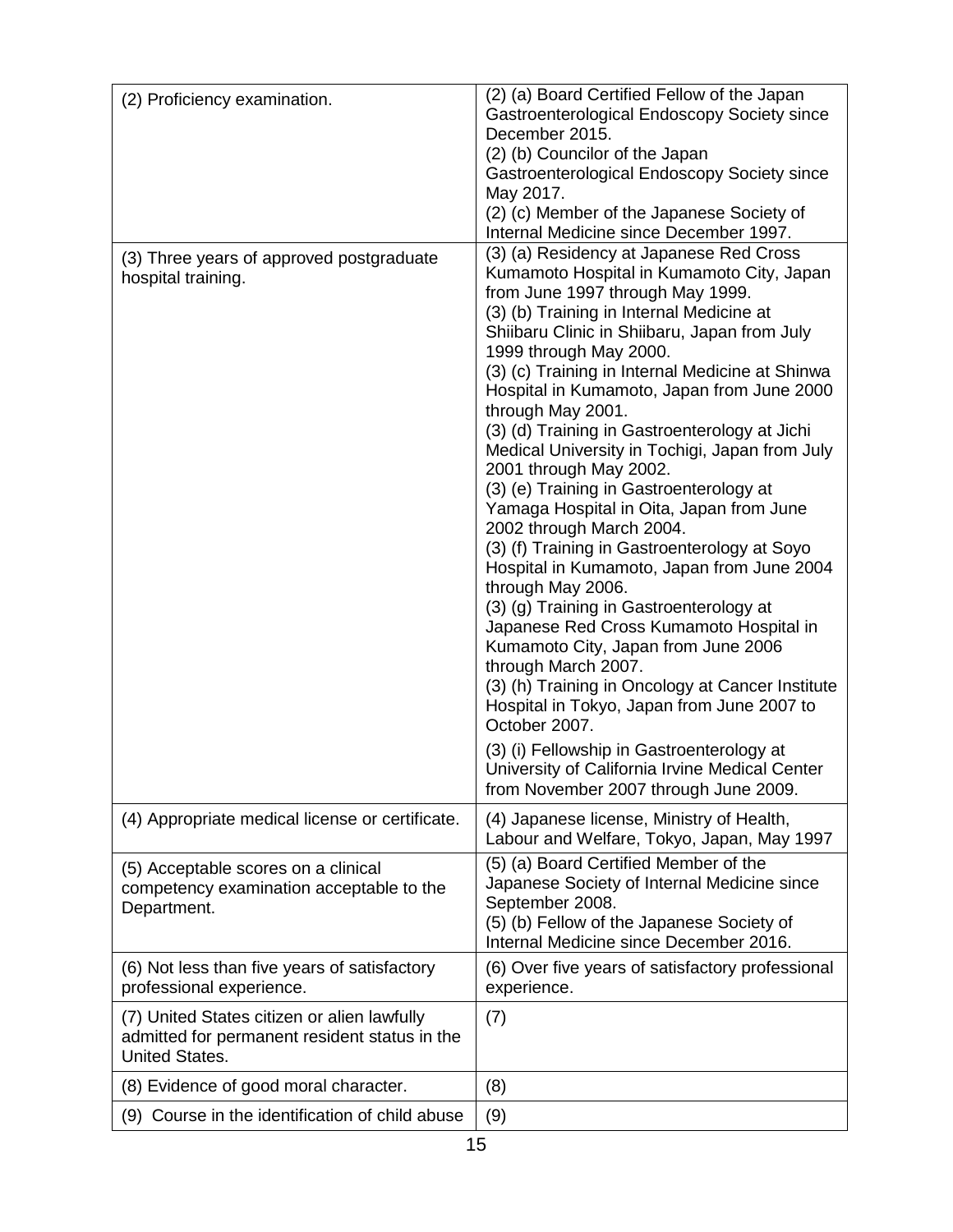| | |
|---|---|
| (2) Proficiency examination. | (2) (a) Board Certified Fellow of the Japan Gastroenterological Endoscopy Society since December 2015.<br>(2) (b) Councilor of the Japan Gastroenterological Endoscopy Society since May 2017.<br>(2) (c) Member of the Japanese Society of Internal Medicine since December 1997. |
| (3) Three years of approved postgraduate hospital training. | (3) (a) Residency at Japanese Red Cross Kumamoto Hospital in Kumamoto City, Japan from June 1997 through May 1999.<br>(3) (b) Training in Internal Medicine at Shiibaru Clinic in Shiibaru, Japan from July 1999 through May 2000.<br>(3) (c) Training in Internal Medicine at Shinwa Hospital in Kumamoto, Japan from June 2000 through May 2001.<br>(3) (d) Training in Gastroenterology at Jichi Medical University in Tochigi, Japan from July 2001 through May 2002.<br>(3) (e) Training in Gastroenterology at Yamaga Hospital in Oita, Japan from June 2002 through March 2004.<br>(3) (f) Training in Gastroenterology at Soyo Hospital in Kumamoto, Japan from June 2004 through May 2006.<br>(3) (g) Training in Gastroenterology at Japanese Red Cross Kumamoto Hospital in Kumamoto City, Japan from June 2006 through March 2007.<br>(3) (h) Training in Oncology at Cancer Institute Hospital in Tokyo, Japan from June 2007 to October 2007.<br>(3) (i) Fellowship in Gastroenterology at University of California Irvine Medical Center from November 2007 through June 2009. |
| (4) Appropriate medical license or certificate. | (4) Japanese license, Ministry of Health, Labour and Welfare, Tokyo, Japan, May 1997 |
| (5) Acceptable scores on a clinical competency examination acceptable to the Department. | (5) (a) Board Certified Member of the Japanese Society of Internal Medicine since September 2008.<br>(5) (b) Fellow of the Japanese Society of Internal Medicine since December 2016. |
| (6) Not less than five years of satisfactory professional experience. | (6) Over five years of satisfactory professional experience. |
| (7) United States citizen or alien lawfully admitted for permanent resident status in the United States. | (7) |
| (8) Evidence of good moral character. | (8) |
| (9) Course in the identification of child abuse | (9) |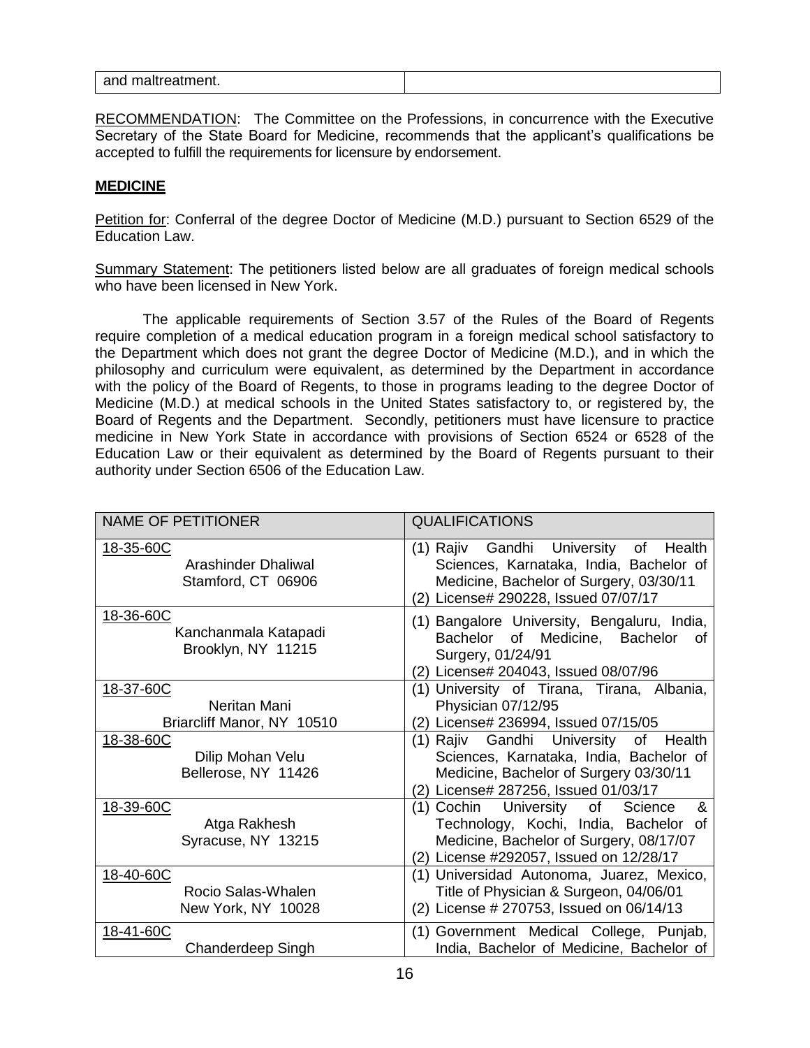| and maltreatment. | |
|---|---|

RECOMMENDATION: The Committee on the Professions, in concurrence with the Executive Secretary of the State Board for Medicine, recommends that the applicant's qualifications be accepted to fulfill the requirements for licensure by endorsement.

## MEDICINE

Petition for: Conferral of the degree Doctor of Medicine (M.D.) pursuant to Section 6529 of the Education Law.

Summary Statement: The petitioners listed below are all graduates of foreign medical schools who have been licensed in New York.

The applicable requirements of Section 3.57 of the Rules of the Board of Regents require completion of a medical education program in a foreign medical school satisfactory to the Department which does not grant the degree Doctor of Medicine (M.D.), and in which the philosophy and curriculum were equivalent, as determined by the Department in accordance with the policy of the Board of Regents, to those in programs leading to the degree Doctor of Medicine (M.D.) at medical schools in the United States satisfactory to, or registered by, the Board of Regents and the Department. Secondly, petitioners must have licensure to practice medicine in New York State in accordance with provisions of Section 6524 or 6528 of the Education Law or their equivalent as determined by the Board of Regents pursuant to their authority under Section 6506 of the Education Law.

| NAME OF PETITIONER | QUALIFICATIONS |
|---|---|
| 18-35-60C<br>Arashinder Dhaliwal<br>Stamford, CT 06906 | (1) Rajiv Gandhi University of Health Sciences, Karnataka, India, Bachelor of Medicine, Bachelor of Surgery, 03/30/11<br>(2) License# 290228, Issued 07/07/17 |
| 18-36-60C<br>Kanchanmala Katapadi<br>Brooklyn, NY 11215 | (1) Bangalore University, Bengaluru, India, Bachelor of Medicine, Bachelor of Surgery, 01/24/91<br>(2) License# 204043, Issued 08/07/96 |
| 18-37-60C<br>Neritan Mani<br>Briarcliff Manor, NY 10510 | (1) University of Tirana, Tirana, Albania, Physician 07/12/95<br>(2) License# 236994, Issued 07/15/05 |
| 18-38-60C<br>Dilip Mohan Velu<br>Bellerose, NY 11426 | (1) Rajiv Gandhi University of Health Sciences, Karnataka, India, Bachelor of Medicine, Bachelor of Surgery 03/30/11<br>(2) License# 287256, Issued 01/03/17 |
| 18-39-60C<br>Atga Rakhesh<br>Syracuse, NY 13215 | (1) Cochin University of Science & Technology, Kochi, India, Bachelor of Medicine, Bachelor of Surgery, 08/17/07<br>(2) License #292057, Issued on 12/28/17 |
| 18-40-60C<br>Rocio Salas-Whalen<br>New York, NY 10028 | (1) Universidad Autonoma, Juarez, Mexico, Title of Physician & Surgeon, 04/06/01<br>(2) License # 270753, Issued on 06/14/13 |
| 18-41-60C<br>Chanderdeep Singh | (1) Government Medical College, Punjab, India, Bachelor of Medicine, Bachelor of |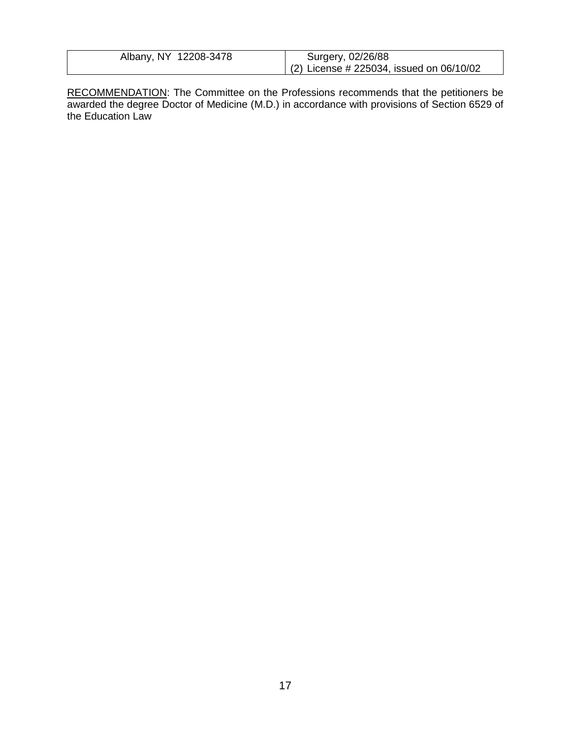| | |
|---|---|
| Albany, NY 12208-3478 | Surgery, 02/26/88<br>(2) License # 225034, issued on 06/10/02 |

RECOMMENDATION: The Committee on the Professions recommends that the petitioners be awarded the degree Doctor of Medicine (M.D.) in accordance with provisions of Section 6529 of the Education Law